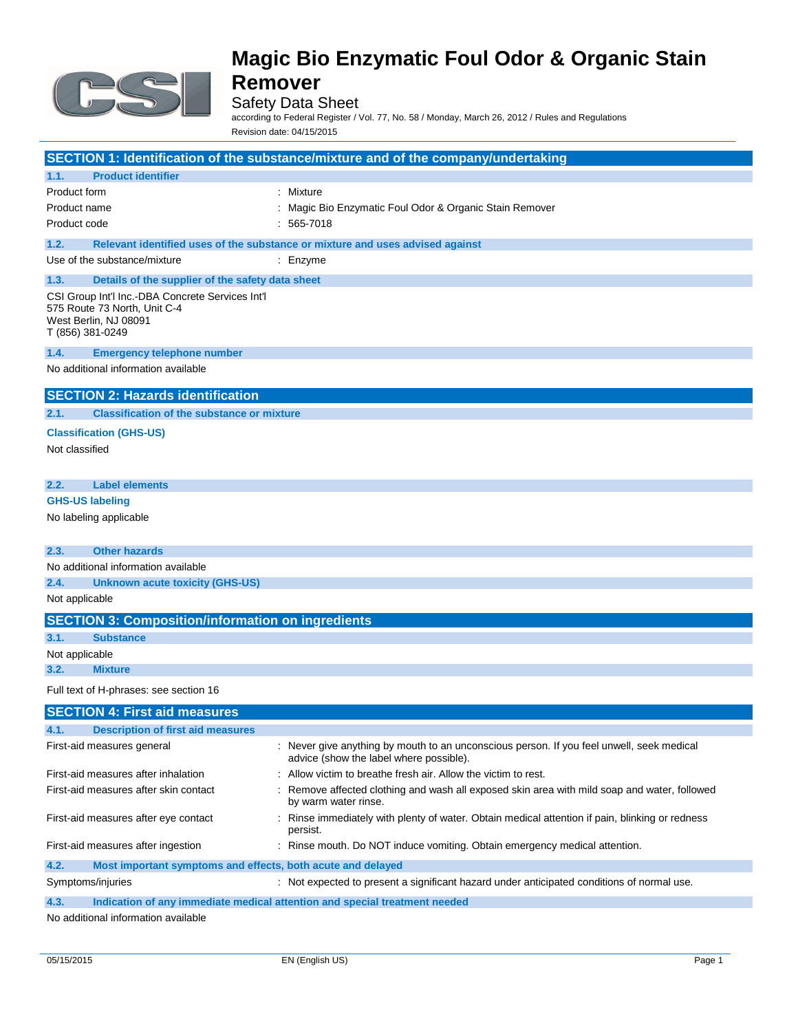# Magic Bio Enzymatic Foul Odor & Organic Stain Remover

Safety Data Sheet

according to Federal Register / Vol. 77, No. 58 / Monday, March 26, 2012 / Rules and Regulations

Revision date: 04/15/2015

## SECTION 1: Identification of the substance/mixture and of the company/undertaking

### 1.1. Product identifier

| | |
|---|---|
| Product form | : Mixture |
| Product name | : Magic Bio Enzymatic Foul Odor & Organic Stain Remover |
| Product code | : 565-7018 |

### 1.2. Relevant identified uses of the substance or mixture and uses advised against

| | |
|---|---|
| Use of the substance/mixture | : Enzyme |

### 1.3. Details of the supplier of the safety data sheet

CSI Group Int'l Inc.-DBA Concrete Services Int'l
575 Route 73 North, Unit C-4
West Berlin, NJ 08091
T (856) 381-0249

### 1.4. Emergency telephone number

No additional information available

## SECTION 2: Hazards identification

### 2.1. Classification of the substance or mixture

**Classification (GHS-US)**

Not classified

### 2.2. Label elements

**GHS-US labeling**

No labeling applicable

### 2.3. Other hazards

No additional information available

### 2.4. Unknown acute toxicity (GHS-US)

Not applicable

## SECTION 3: Composition/information on ingredients

### 3.1. Substance

Not applicable

### 3.2. Mixture

Full text of H-phrases: see section 16

## SECTION 4: First aid measures

### 4.1. Description of first aid measures

| | |
|---|---|
| First-aid measures general | : Never give anything by mouth to an unconscious person. If you feel unwell, seek medical advice (show the label where possible). |
| First-aid measures after inhalation | : Allow victim to breathe fresh air. Allow the victim to rest. |
| First-aid measures after skin contact | : Remove affected clothing and wash all exposed skin area with mild soap and water, followed by warm water rinse. |
| First-aid measures after eye contact | : Rinse immediately with plenty of water. Obtain medical attention if pain, blinking or redness persist. |
| First-aid measures after ingestion | : Rinse mouth. Do NOT induce vomiting. Obtain emergency medical attention. |

### 4.2. Most important symptoms and effects, both acute and delayed

| | |
|---|---|
| Symptoms/injuries | : Not expected to present a significant hazard under anticipated conditions of normal use. |

### 4.3. Indication of any immediate medical attention and special treatment needed

No additional information available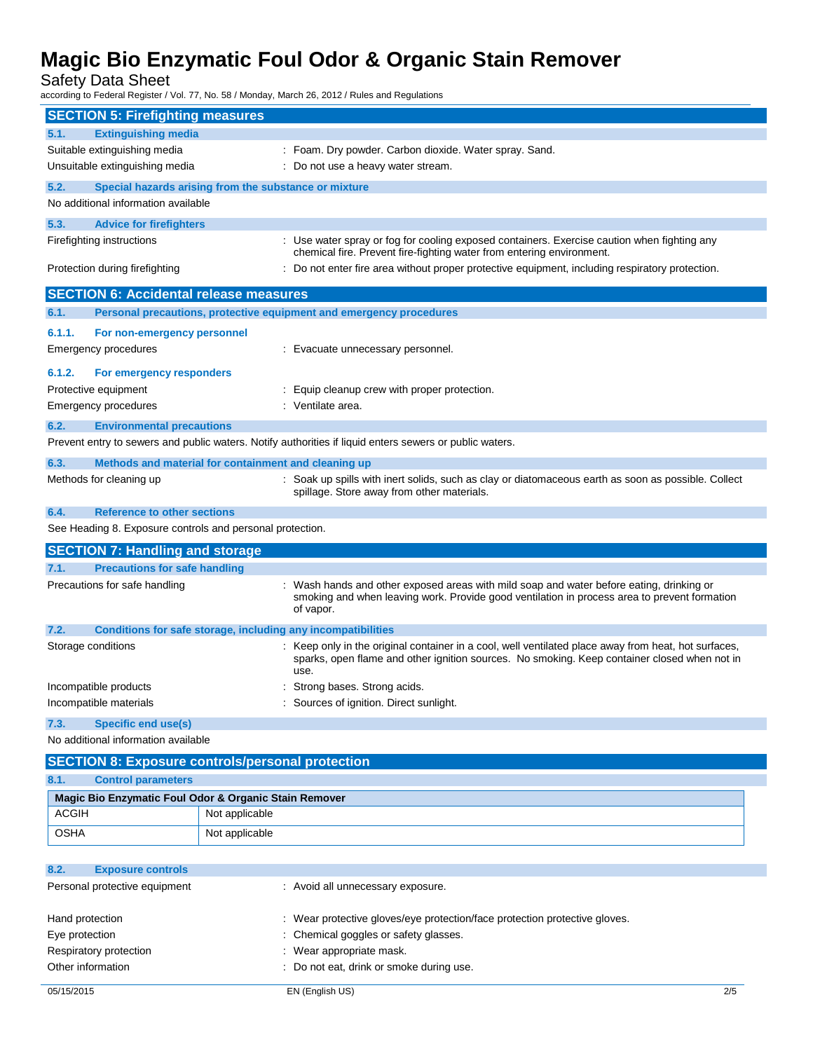## SECTION 5: Firefighting measures

### 5.1. Extinguishing media

Suitable extinguishing media : Foam. Dry powder. Carbon dioxide. Water spray. Sand.

Unsuitable extinguishing media : Do not use a heavy water stream.

### 5.2. Special hazards arising from the substance or mixture

No additional information available

### 5.3. Advice for firefighters

Firefighting instructions : Use water spray or fog for cooling exposed containers. Exercise caution when fighting any chemical fire. Prevent fire-fighting water from entering environment.

Protection during firefighting : Do not enter fire area without proper protective equipment, including respiratory protection.

## SECTION 6: Accidental release measures

### 6.1. Personal precautions, protective equipment and emergency procedures

#### 6.1.1. For non-emergency personnel

Emergency procedures : Evacuate unnecessary personnel.

#### 6.1.2. For emergency responders

Protective equipment : Equip cleanup crew with proper protection.

Emergency procedures : Ventilate area.

### 6.2. Environmental precautions

Prevent entry to sewers and public waters. Notify authorities if liquid enters sewers or public waters.

### 6.3. Methods and material for containment and cleaning up

Methods for cleaning up : Soak up spills with inert solids, such as clay or diatomaceous earth as soon as possible. Collect spillage. Store away from other materials.

### 6.4. Reference to other sections

See Heading 8. Exposure controls and personal protection.

## SECTION 7: Handling and storage

### 7.1. Precautions for safe handling

Precautions for safe handling : Wash hands and other exposed areas with mild soap and water before eating, drinking or smoking and when leaving work. Provide good ventilation in process area to prevent formation of vapor.

### 7.2. Conditions for safe storage, including any incompatibilities

Storage conditions : Keep only in the original container in a cool, well ventilated place away from heat, hot surfaces, sparks, open flame and other ignition sources. No smoking. Keep container closed when not in use.

Incompatible products : Strong bases. Strong acids.

Incompatible materials : Sources of ignition. Direct sunlight.

### 7.3. Specific end use(s)

No additional information available

## SECTION 8: Exposure controls/personal protection

### 8.1. Control parameters

| Magic Bio Enzymatic Foul Odor & Organic Stain Remover | |
|---|---|
| ACGIH | Not applicable |
| OSHA | Not applicable |

### 8.2. Exposure controls

Personal protective equipment : Avoid all unnecessary exposure.

Hand protection : Wear protective gloves/eye protection/face protection protective gloves.

Eye protection : Chemical goggles or safety glasses.

Respiratory protection : Wear appropriate mask.

Other information : Do not eat, drink or smoke during use.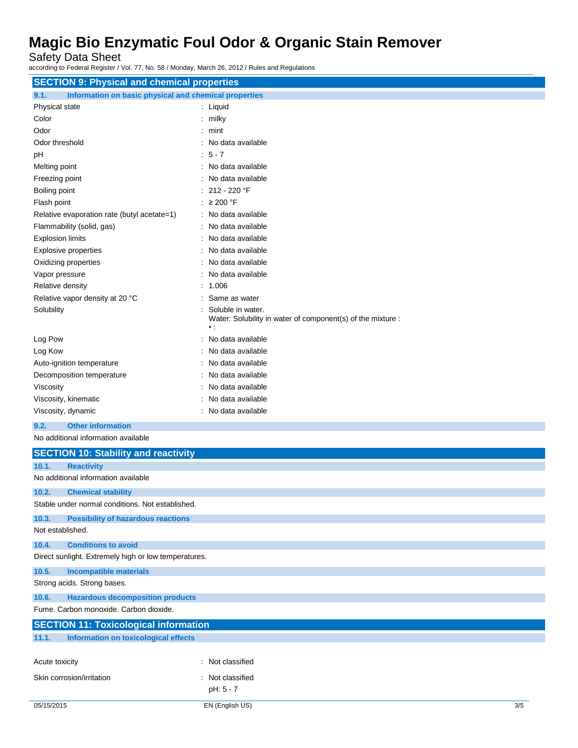## SECTION 9: Physical and chemical properties

### 9.1. Information on basic physical and chemical properties

| Property | Value |
|---|---|
| Physical state | Liquid |
| Color | milky |
| Odor | mint |
| Odor threshold | No data available |
| pH | 5 - 7 |
| Melting point | No data available |
| Freezing point | No data available |
| Boiling point | 212 - 220 °F |
| Flash point | ≥ 200 °F |
| Relative evaporation rate (butyl acetate=1) | No data available |
| Flammability (solid, gas) | No data available |
| Explosion limits | No data available |
| Explosive properties | No data available |
| Oxidizing properties | No data available |
| Vapor pressure | No data available |
| Relative density | 1.006 |
| Relative vapor density at 20 °C | Same as water |
| Solubility | Soluble in water. Water: Solubility in water of component(s) of the mixture : • : |
| Log Pow | No data available |
| Log Kow | No data available |
| Auto-ignition temperature | No data available |
| Decomposition temperature | No data available |
| Viscosity | No data available |
| Viscosity, kinematic | No data available |
| Viscosity, dynamic | No data available |

### 9.2. Other information

No additional information available

## SECTION 10: Stability and reactivity

### 10.1. Reactivity

No additional information available

### 10.2. Chemical stability

Stable under normal conditions. Not established.

### 10.3. Possibility of hazardous reactions

Not established.

### 10.4. Conditions to avoid

Direct sunlight. Extremely high or low temperatures.

### 10.5. Incompatible materials

Strong acids. Strong bases.

### 10.6. Hazardous decomposition products

Fume. Carbon monoxide. Carbon dioxide.

## SECTION 11: Toxicological information

### 11.1. Information on toxicological effects

| Effect | Classification |
|---|---|
| Acute toxicity | Not classified |
| Skin corrosion/irritation | Not classified<br>pH: 5 - 7 |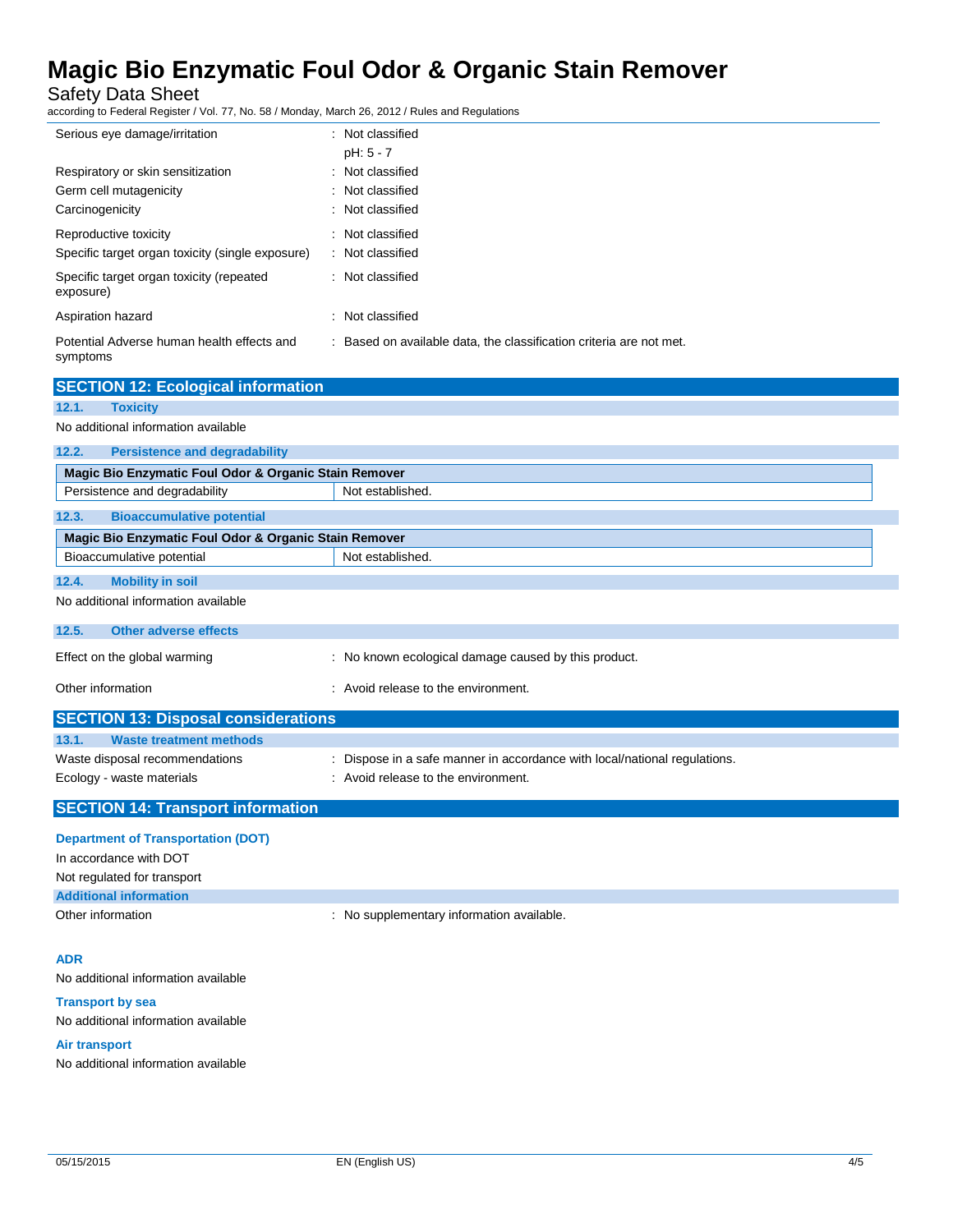| | |
|---|---|
| Serious eye damage/irritation | : Not classified<br>pH: 5 - 7 |
| Respiratory or skin sensitization | : Not classified |
| Germ cell mutagenicity | : Not classified |
| Carcinogenicity | : Not classified |
| Reproductive toxicity | : Not classified |
| Specific target organ toxicity (single exposure) | : Not classified |
| Specific target organ toxicity (repeated exposure) | : Not classified |
| Aspiration hazard | : Not classified |
| Potential Adverse human health effects and symptoms | : Based on available data, the classification criteria are not met. |

## SECTION 12: Ecological information

### 12.1. Toxicity

No additional information available

### 12.2. Persistence and degradability

| Magic Bio Enzymatic Foul Odor & Organic Stain Remover | |
|---|---|
| Persistence and degradability | Not established. |

### 12.3. Bioaccumulative potential

| Magic Bio Enzymatic Foul Odor & Organic Stain Remover | |
|---|---|
| Bioaccumulative potential | Not established. |

### 12.4. Mobility in soil

No additional information available

### 12.5. Other adverse effects

| | |
|---|---|
| Effect on the global warming | : No known ecological damage caused by this product. |
| Other information | : Avoid release to the environment. |

## SECTION 13: Disposal considerations

### 13.1. Waste treatment methods

| | |
|---|---|
| Waste disposal recommendations | : Dispose in a safe manner in accordance with local/national regulations. |
| Ecology - waste materials | : Avoid release to the environment. |

## SECTION 14: Transport information

**Department of Transportation (DOT)**

In accordance with DOT

Not regulated for transport

**Additional information**

Other information : No supplementary information available.

**ADR**

No additional information available

**Transport by sea**

No additional information available

**Air transport**

No additional information available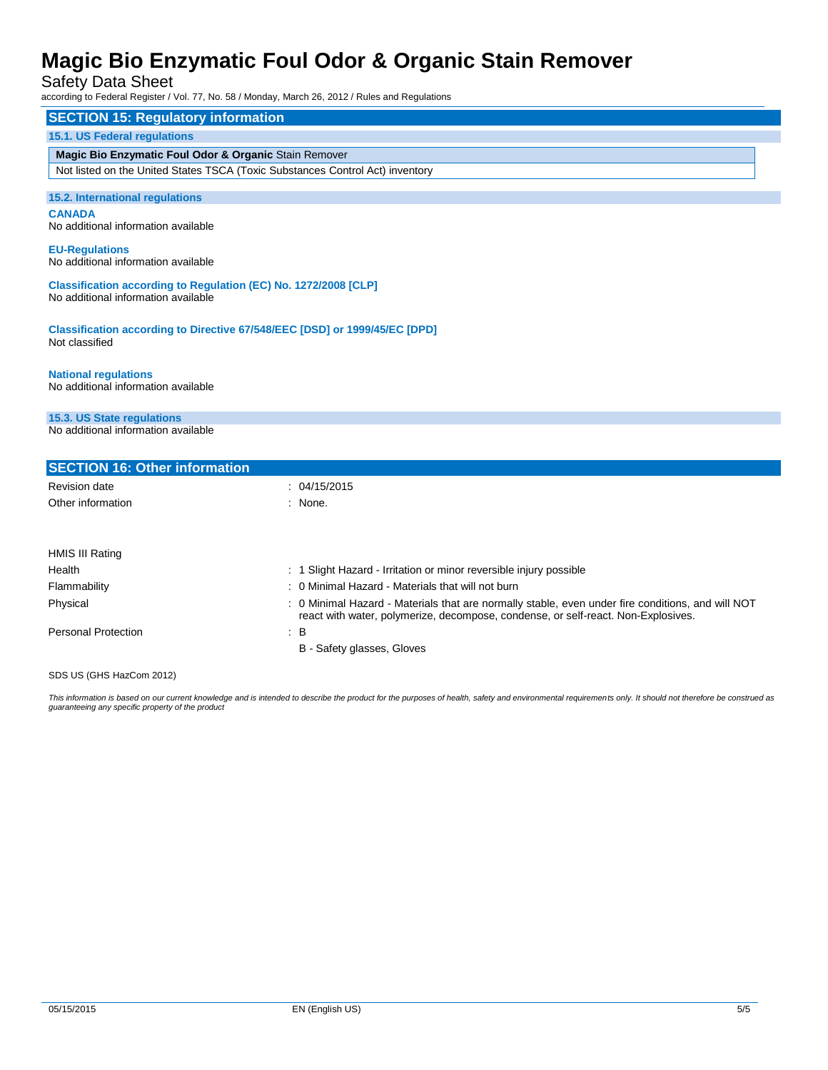## SECTION 15: Regulatory information

### 15.1. US Federal regulations

| |
|---|
| **Magic Bio Enzymatic Foul Odor & Organic** Stain Remover |
| Not listed on the United States TSCA (Toxic Substances Control Act) inventory |

### 15.2. International regulations

**CANADA**

No additional information available

**EU-Regulations**

No additional information available

**Classification according to Regulation (EC) No. 1272/2008 [CLP]**

No additional information available

**Classification according to Directive 67/548/EEC [DSD] or 1999/45/EC [DPD]**

Not classified

**National regulations**

No additional information available

### 15.3. US State regulations

No additional information available

## SECTION 16: Other information

| | |
|---|---|
| Revision date | : 04/15/2015 |
| Other information | : None. |

| | |
|---|---|
| HMIS III Rating | |
| Health | : 1 Slight Hazard - Irritation or minor reversible injury possible |
| Flammability | : 0 Minimal Hazard - Materials that will not burn |
| Physical | : 0 Minimal Hazard - Materials that are normally stable, even under fire conditions, and will NOT react with water, polymerize, decompose, condense, or self-react. Non-Explosives. |
| Personal Protection | : B |
| | B - Safety glasses, Gloves |

SDS US (GHS HazCom 2012)

*This information is based on our current knowledge and is intended to describe the product for the purposes of health, safety and environmental requirements only. It should not therefore be construed as guaranteeing any specific property of the product*